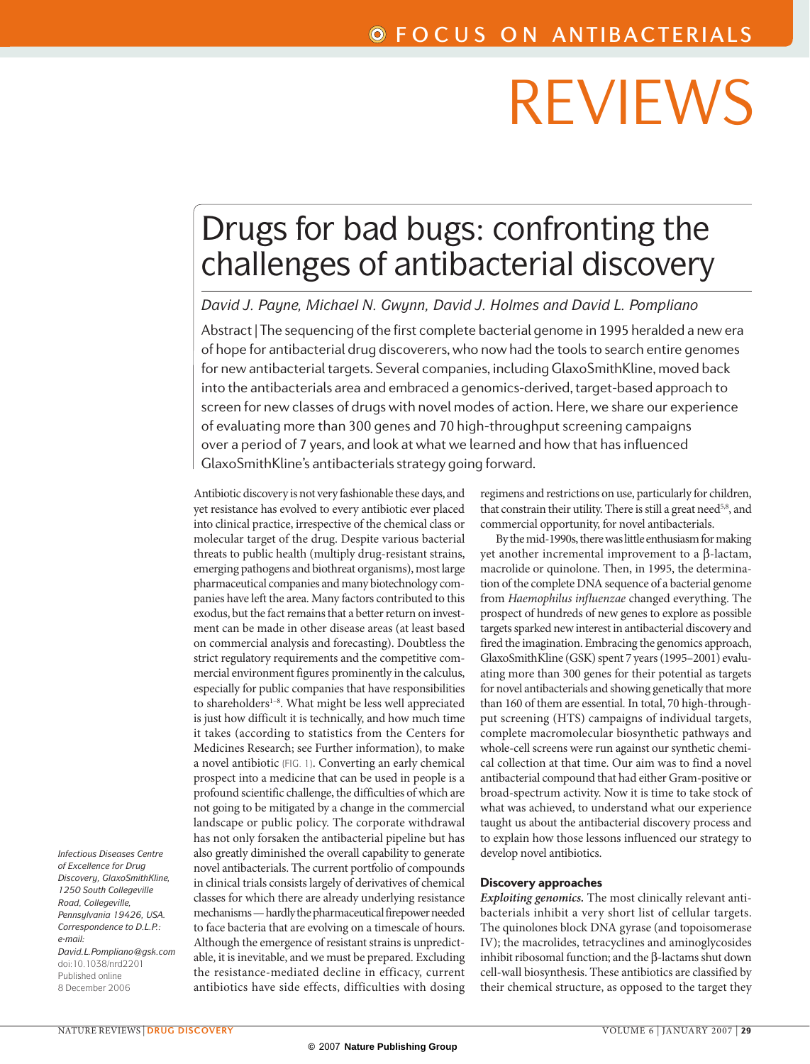# Drugs for bad bugs: confronting the challenges of antibacterial discovery

*David J. Payne, Michael N. Gwynn, David J. Holmes and David L. Pompliano*

Abstract | The sequencing of the first complete bacterial genome in 1995 heralded a new era of hope for antibacterial drug discoverers, who now had the tools to search entire genomes for new antibacterial targets. Several companies, including GlaxoSmithKline, moved back into the antibacterials area and embraced a genomics-derived, target-based approach to screen for new classes of drugs with novel modes of action. Here, we share our experience of evaluating more than 300 genes and 70 high-throughput screening campaigns over a period of 7 years, and look at what we learned and how that has influenced GlaxoSmithKline's antibacterials strategy going forward.

*Infectious Diseases Centre of Excellence for Drug Discovery, GlaxoSmithKline, 1250 South Collegeville Road, Collegeville, Pennsylvania 19426, USA. Correspondence to D.L.P.: e-mail: David.L.Pompliano@gsk.com*
doi:10.1038/nrd2201
Published online 8 December 2006

Antibiotic discovery is not very fashionable these days, and yet resistance has evolved to every antibiotic ever placed into clinical practice, irrespective of the chemical class or molecular target of the drug. Despite various bacterial threats to public health (multiply drug-resistant strains, emerging pathogens and biothreat organisms), most large pharmaceutical companies and many biotechnology companies have left the area. Many factors contributed to this exodus, but the fact remains that a better return on investment can be made in other disease areas (at least based on commercial analysis and forecasting). Doubtless the strict regulatory requirements and the competitive commercial environment figures prominently in the calculus, especially for public companies that have responsibilities to shareholders[1–8]. What might be less well appreciated is just how difficult it is technically, and how much time it takes (according to statistics from the Centers for Medicines Research; see Further information), to make a novel antibiotic (FIG. 1). Converting an early chemical prospect into a medicine that can be used in people is a profound scientific challenge, the difficulties of which are not going to be mitigated by a change in the commercial landscape or public policy. The corporate withdrawal has not only forsaken the antibacterial pipeline but has also greatly diminished the overall capability to generate novel antibacterials. The current portfolio of compounds in clinical trials consists largely of derivatives of chemical classes for which there are already underlying resistance mechanisms — hardly the pharmaceutical firepower needed to face bacteria that are evolving on a timescale of hours. Although the emergence of resistant strains is unpredictable, it is inevitable, and we must be prepared. Excluding the resistance-mediated decline in efficacy, current antibiotics have side effects, difficulties with dosing regimens and restrictions on use, particularly for children, that constrain their utility. There is still a great need[5,8], and commercial opportunity, for novel antibacterials.

By the mid-1990s, there was little enthusiasm for making yet another incremental improvement to a β-lactam, macrolide or quinolone. Then, in 1995, the determination of the complete DNA sequence of a bacterial genome from *Haemophilus influenzae* changed everything. The prospect of hundreds of new genes to explore as possible targets sparked new interest in antibacterial discovery and fired the imagination. Embracing the genomics approach, GlaxoSmithKline (GSK) spent 7 years (1995–2001) evaluating more than 300 genes for their potential as targets for novel antibacterials and showing genetically that more than 160 of them are essential. In total, 70 high-throughput screening (HTS) campaigns of individual targets, complete macromolecular biosynthetic pathways and whole-cell screens were run against our synthetic chemical collection at that time. Our aim was to find a novel antibacterial compound that had either Gram-positive or broad-spectrum activity. Now it is time to take stock of what was achieved, to understand what our experience taught us about the antibacterial discovery process and to explain how those lessons influenced our strategy to develop novel antibiotics.

## Discovery approaches

***Exploiting genomics.*** The most clinically relevant antibacterials inhibit a very short list of cellular targets. The quinolones block DNA gyrase (and topoisomerase IV); the macrolides, tetracyclines and aminoglycosides inhibit ribosomal function; and the β-lactams shut down cell-wall biosynthesis. These antibiotics are classified by their chemical structure, as opposed to the target they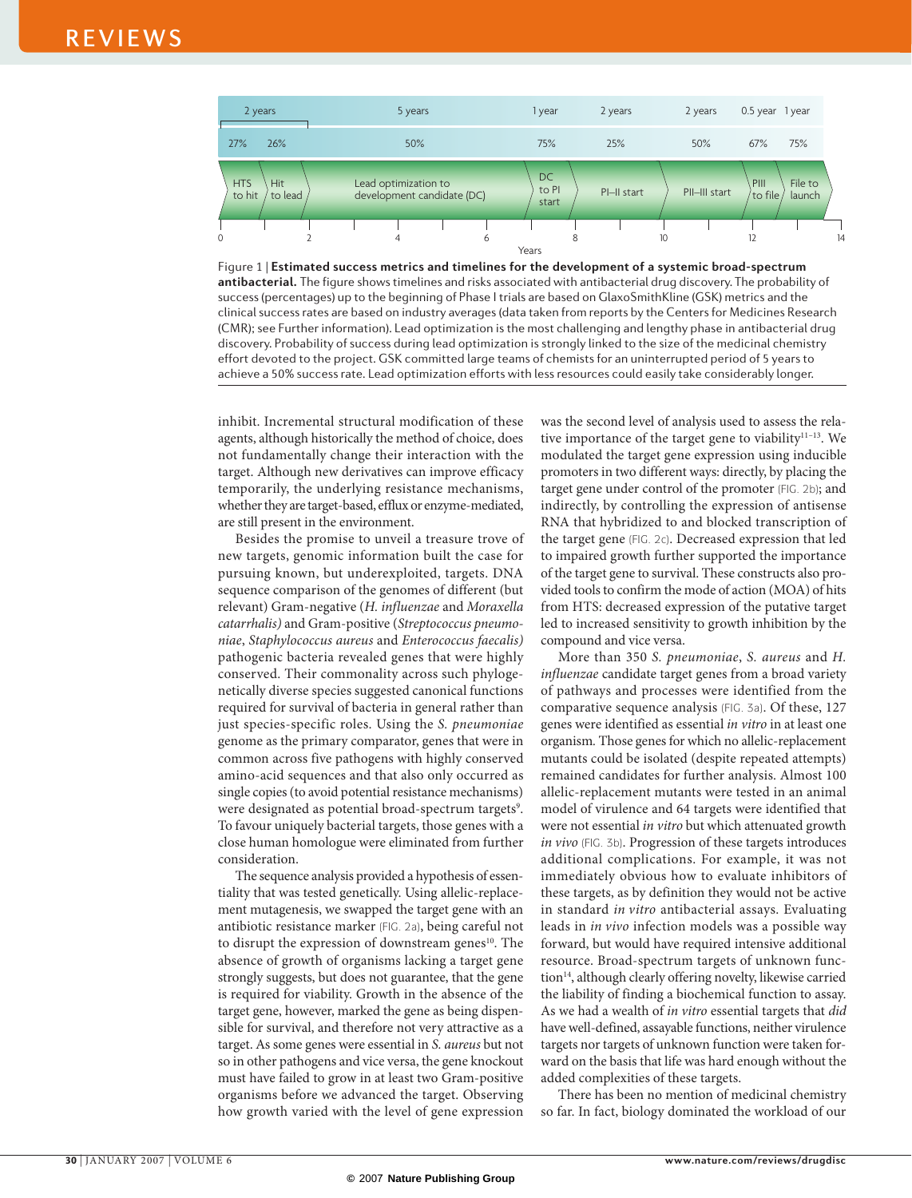| 2 years | | 5 years | 1 year | 2 years | 2 years | 0.5 year | 1 year |
|---|---|---|---|---|---|---|---|
| 27% | 26% | 50% | 75% | 25% | 50% | 67% | 75% |
| HTS to hit | Hit to lead | Lead optimization to development candidate (DC) | DC to PI start | PI–II start | PII–III start | PIII to file | File to launch |

Years: 0, 2, 4, 6, 8, 10, 12, 14

Figure 1 | **Estimated success metrics and timelines for the development of a systemic broad-spectrum antibacterial.** The figure shows timelines and risks associated with antibacterial drug discovery. The probability of success (percentages) up to the beginning of Phase I trials are based on GlaxoSmithKline (GSK) metrics and the clinical success rates are based on industry averages (data taken from reports by the Centers for Medicines Research (CMR); see Further information). Lead optimization is the most challenging and lengthy phase in antibacterial drug discovery. Probability of success during lead optimization is strongly linked to the size of the medicinal chemistry effort devoted to the project. GSK committed large teams of chemists for an uninterrupted period of 5 years to achieve a 50% success rate. Lead optimization efforts with less resources could easily take considerably longer.

inhibit. Incremental structural modification of these agents, although historically the method of choice, does not fundamentally change their interaction with the target. Although new derivatives can improve efficacy temporarily, the underlying resistance mechanisms, whether they are target-based, efflux or enzyme-mediated, are still present in the environment.

Besides the promise to unveil a treasure trove of new targets, genomic information built the case for pursuing known, but underexploited, targets. DNA sequence comparison of the genomes of different (but relevant) Gram-negative (*H. influenzae* and *Moraxella catarrhalis)* and Gram-positive (*Streptococcus pneumoniae*, *Staphylococcus aureus* and *Enterococcus faecalis)* pathogenic bacteria revealed genes that were highly conserved. Their commonality across such phylogenetically diverse species suggested canonical functions required for survival of bacteria in general rather than just species-specific roles. Using the *S. pneumoniae* genome as the primary comparator, genes that were in common across five pathogens with highly conserved amino-acid sequences and that also only occurred as single copies (to avoid potential resistance mechanisms) were designated as potential broad-spectrum targets[9]. To favour uniquely bacterial targets, those genes with a close human homologue were eliminated from further consideration.

The sequence analysis provided a hypothesis of essentiality that was tested genetically. Using allelic-replacement mutagenesis, we swapped the target gene with an antibiotic resistance marker (FIG. 2a), being careful not to disrupt the expression of downstream genes[10]. The absence of growth of organisms lacking a target gene strongly suggests, but does not guarantee, that the gene is required for viability. Growth in the absence of the target gene, however, marked the gene as being dispensible for survival, and therefore not very attractive as a target. As some genes were essential in *S. aureus* but not so in other pathogens and vice versa, the gene knockout must have failed to grow in at least two Gram-positive organisms before we advanced the target. Observing how growth varied with the level of gene expression was the second level of analysis used to assess the relative importance of the target gene to viability[11–13]. We modulated the target gene expression using inducible promoters in two different ways: directly, by placing the target gene under control of the promoter (FIG. 2b); and indirectly, by controlling the expression of antisense RNA that hybridized to and blocked transcription of the target gene (FIG. 2c). Decreased expression that led to impaired growth further supported the importance of the target gene to survival. These constructs also provided tools to confirm the mode of action (MOA) of hits from HTS: decreased expression of the putative target led to increased sensitivity to growth inhibition by the compound and vice versa.

More than 350 *S. pneumoniae*, *S. aureus* and *H. influenzae* candidate target genes from a broad variety of pathways and processes were identified from the comparative sequence analysis (FIG. 3a). Of these, 127 genes were identified as essential *in vitro* in at least one organism. Those genes for which no allelic-replacement mutants could be isolated (despite repeated attempts) remained candidates for further analysis. Almost 100 allelic-replacement mutants were tested in an animal model of virulence and 64 targets were identified that were not essential *in vitro* but which attenuated growth *in vivo* (FIG. 3b). Progression of these targets introduces additional complications. For example, it was not immediately obvious how to evaluate inhibitors of these targets, as by definition they would not be active in standard *in vitro* antibacterial assays. Evaluating leads in *in vivo* infection models was a possible way forward, but would have required intensive additional resource. Broad-spectrum targets of unknown function[14], although clearly offering novelty, likewise carried the liability of finding a biochemical function to assay. As we had a wealth of *in vitro* essential targets that *did* have well-defined, assayable functions, neither virulence targets nor targets of unknown function were taken forward on the basis that life was hard enough without the added complexities of these targets.

There has been no mention of medicinal chemistry so far. In fact, biology dominated the workload of our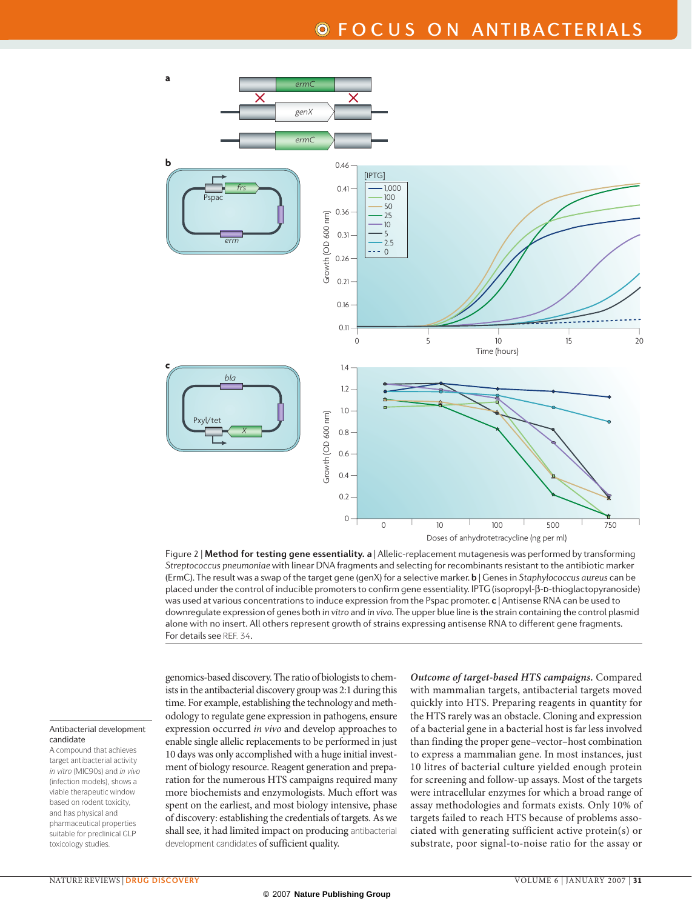Figure 2 | **Method for testing gene essentiality. a** | Allelic-replacement mutagenesis was performed by transforming *Streptococcus pneumoniae* with linear DNA fragments and selecting for recombinants resistant to the antibiotic marker (ErmC). The result was a swap of the target gene (genX) for a selective marker. **b** | Genes in *Staphylococcus aureus* can be placed under the control of inducible promoters to confirm gene essentiality. IPTG (isopropyl-β-D-thioglactopyranoside) was used at various concentrations to induce expression from the Pspac promoter. **c** | Antisense RNA can be used to downregulate expression of genes both *in vitro* and *in vivo*. The upper blue line is the strain containing the control plasmid alone with no insert. All others represent growth of strains expressing antisense RNA to different gene fragments. For details see REF. 34.

genomics-based discovery. The ratio of biologists to chemists in the antibacterial discovery group was 2:1 during this time. For example, establishing the technology and methodology to regulate gene expression in pathogens, ensure expression occurred *in vivo* and develop approaches to enable single allelic replacements to be performed in just 10 days was only accomplished with a huge initial investment of biology resource. Reagent generation and preparation for the numerous HTS campaigns required many more biochemists and enzymologists. Much effort was spent on the earliest, and most biology intensive, phase of discovery: establishing the credentials of targets. As we shall see, it had limited impact on producing antibacterial development candidates of sufficient quality.

**Antibacterial development candidate**

A compound that achieves target antibacterial activity *in vitro* (MIC90s) and *in vivo* (infection models), shows a viable therapeutic window based on rodent toxicity, and has physical and pharmaceutical properties suitable for preclinical GLP toxicology studies.

*Outcome of target-based HTS campaigns.* Compared with mammalian targets, antibacterial targets moved quickly into HTS. Preparing reagents in quantity for the HTS rarely was an obstacle. Cloning and expression of a bacterial gene in a bacterial host is far less involved than finding the proper gene–vector–host combination to express a mammalian gene. In most instances, just 10 litres of bacterial culture yielded enough protein for screening and follow-up assays. Most of the targets were intracellular enzymes for which a broad range of assay methodologies and formats exists. Only 10% of targets failed to reach HTS because of problems associated with generating sufficient active protein(s) or substrate, poor signal-to-noise ratio for the assay or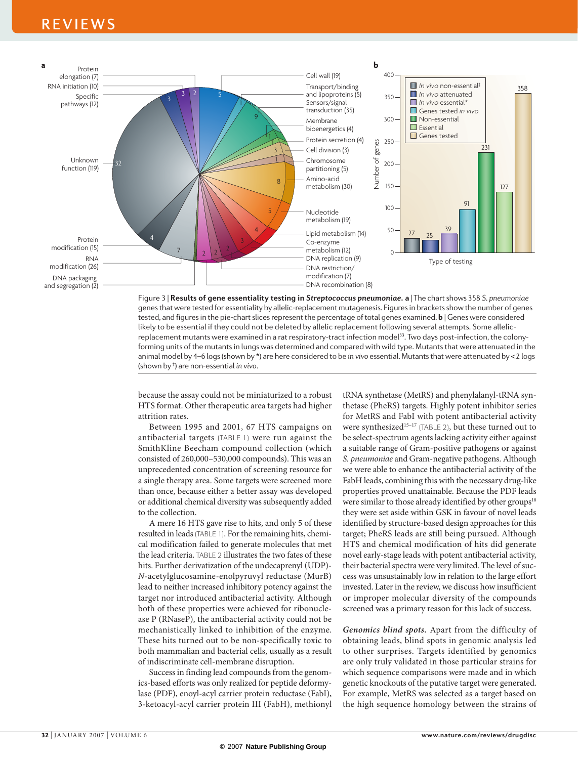Figure 3 | **Results of gene essentiality testing in *Streptococcus pneumoniae*. a** | The chart shows 358 *S. pneumoniae* genes that were tested for essentiality by allelic-replacement mutagenesis. Figures in brackets show the number of genes tested, and figures in the pie-chart slices represent the percentage of total genes examined. **b** | Genes were considered likely to be essential if they could not be deleted by allelic replacement following several attempts. Some allelic-replacement mutants were examined in a rat respiratory-tract infection model[33]. Two days post-infection, the colony-forming units of the mutants in lungs was determined and compared with wild type. Mutants that were attenuated in the animal model by 4–6 logs (shown by *) are here considered to be *in vivo* essential. Mutants that were attenuated by <2 logs (shown by ‡) are non-essential *in vivo*.

because the assay could not be miniaturized to a robust HTS format. Other therapeutic area targets had higher attrition rates.

Between 1995 and 2001, 67 HTS campaigns on antibacterial targets (TABLE 1) were run against the SmithKline Beecham compound collection (which consisted of 260,000–530,000 compounds). This was an unprecedented concentration of screening resource for a single therapy area. Some targets were screened more than once, because either a better assay was developed or additional chemical diversity was subsequently added to the collection.

A mere 16 HTS gave rise to hits, and only 5 of these resulted in leads (TABLE 1). For the remaining hits, chemical modification failed to generate molecules that met the lead criteria. TABLE 2 illustrates the two fates of these hits. Further derivatization of the undecaprenyl (UDP)-*N*-acetylglucosamine-enolpyruvyl reductase (MurB) lead to neither increased inhibitory potency against the target nor introduced antibacterial activity. Although both of these properties were achieved for ribonuclease P (RNaseP), the antibacterial activity could not be mechanistically linked to inhibition of the enzyme. These hits turned out to be non-specifically toxic to both mammalian and bacterial cells, usually as a result of indiscriminate cell-membrane disruption.

Success in finding lead compounds from the genomics-based efforts was only realized for peptide deformylase (PDF), enoyl-acyl carrier protein reductase (FabI), 3-ketoacyl-acyl carrier protein III (FabH), methionyl tRNA synthetase (MetRS) and phenylalanyl-tRNA synthetase (PheRS) targets. Highly potent inhibitor series for MetRS and FabI with potent antibacterial activity were synthesized[15–17] (TABLE 2), but these turned out to be select-spectrum agents lacking activity either against a suitable range of Gram-positive pathogens or against *S. pneumoniae* and Gram-negative pathogens. Although we were able to enhance the antibacterial activity of the FabH leads, combining this with the necessary drug-like properties proved unattainable. Because the PDF leads were similar to those already identified by other groups[18] they were set aside within GSK in favour of novel leads identified by structure-based design approaches for this target; PheRS leads are still being pursued. Although HTS and chemical modification of hits did generate novel early-stage leads with potent antibacterial activity, their bacterial spectra were very limited. The level of success was unsustainably low in relation to the large effort invested. Later in the review, we discuss how insufficient or improper molecular diversity of the compounds screened was a primary reason for this lack of success.

***Genomics blind spots.*** Apart from the difficulty of obtaining leads, blind spots in genomic analysis led to other surprises. Targets identified by genomics are only truly validated in those particular strains for which sequence comparisons were made and in which genetic knockouts of the putative target were generated. For example, MetRS was selected as a target based on the high sequence homology between the strains of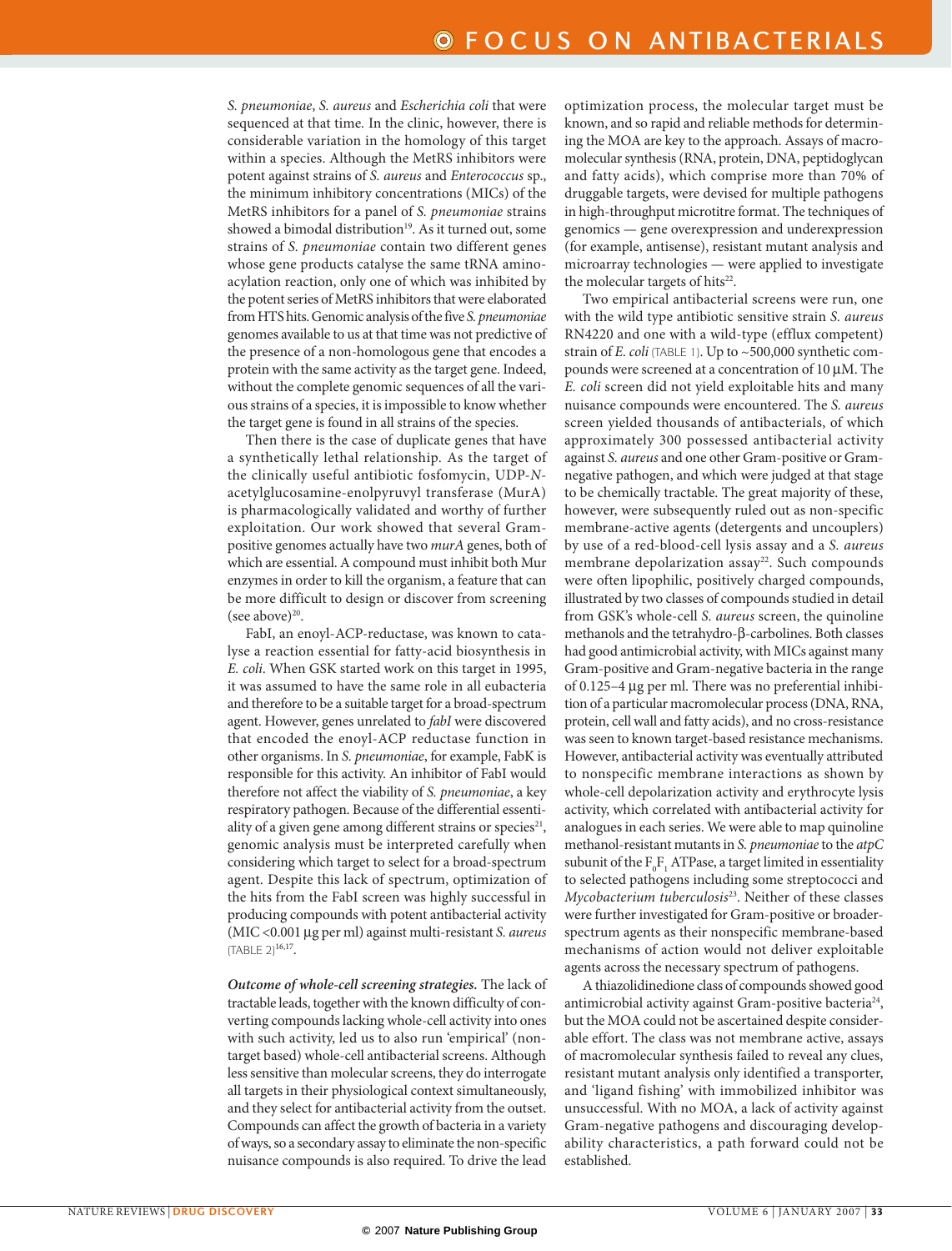*S. pneumoniae*, *S. aureus* and *Escherichia coli* that were sequenced at that time. In the clinic, however, there is considerable variation in the homology of this target within a species. Although the MetRS inhibitors were potent against strains of *S. aureus* and *Enterococcus* sp., the minimum inhibitory concentrations (MICs) of the MetRS inhibitors for a panel of *S. pneumoniae* strains showed a bimodal distribution[19]. As it turned out, some strains of *S. pneumoniae* contain two different genes whose gene products catalyse the same tRNA aminoacylation reaction, only one of which was inhibited by the potent series of MetRS inhibitors that were elaborated from HTS hits. Genomic analysis of the five *S. pneumoniae* genomes available to us at that time was not predictive of the presence of a non-homologous gene that encodes a protein with the same activity as the target gene. Indeed, without the complete genomic sequences of all the various strains of a species, it is impossible to know whether the target gene is found in all strains of the species.

Then there is the case of duplicate genes that have a synthetically lethal relationship. As the target of the clinically useful antibiotic fosfomycin, UDP-*N*-acetylglucosamine-enolpyruvyl transferase (MurA) is pharmacologically validated and worthy of further exploitation. Our work showed that several Gram-positive genomes actually have two *murA* genes, both of which are essential. A compound must inhibit both Mur enzymes in order to kill the organism, a feature that can be more difficult to design or discover from screening (see above)[20].

FabI, an enoyl-ACP-reductase, was known to catalyse a reaction essential for fatty-acid biosynthesis in *E. coli*. When GSK started work on this target in 1995, it was assumed to have the same role in all eubacteria and therefore to be a suitable target for a broad-spectrum agent. However, genes unrelated to *fabI* were discovered that encoded the enoyl-ACP reductase function in other organisms. In *S. pneumoniae*, for example, FabK is responsible for this activity. An inhibitor of FabI would therefore not affect the viability of *S. pneumoniae*, a key respiratory pathogen. Because of the differential essentiality of a given gene among different strains or species[21], genomic analysis must be interpreted carefully when considering which target to select for a broad-spectrum agent. Despite this lack of spectrum, optimization of the hits from the FabI screen was highly successful in producing compounds with potent antibacterial activity (MIC <0.001 μg per ml) against multi-resistant *S. aureus* (TABLE 2)[16,17].

***Outcome of whole-cell screening strategies.*** The lack of tractable leads, together with the known difficulty of converting compounds lacking whole-cell activity into ones with such activity, led us to also run 'empirical' (non-target based) whole-cell antibacterial screens. Although less sensitive than molecular screens, they do interrogate all targets in their physiological context simultaneously, and they select for antibacterial activity from the outset. Compounds can affect the growth of bacteria in a variety of ways, so a secondary assay to eliminate the non-specific nuisance compounds is also required. To drive the lead optimization process, the molecular target must be known, and so rapid and reliable methods for determining the MOA are key to the approach. Assays of macromolecular synthesis (RNA, protein, DNA, peptidoglycan and fatty acids), which comprise more than 70% of druggable targets, were devised for multiple pathogens in high-throughput microtitre format. The techniques of genomics — gene overexpression and underexpression (for example, antisense), resistant mutant analysis and microarray technologies — were applied to investigate the molecular targets of hits[22].

Two empirical antibacterial screens were run, one with the wild type antibiotic sensitive strain *S. aureus* RN4220 and one with a wild-type (efflux competent) strain of *E. coli* (TABLE 1). Up to ~500,000 synthetic compounds were screened at a concentration of 10 μM. The *E. coli* screen did not yield exploitable hits and many nuisance compounds were encountered. The *S. aureus* screen yielded thousands of antibacterials, of which approximately 300 possessed antibacterial activity against *S. aureus* and one other Gram-positive or Gram-negative pathogen, and which were judged at that stage to be chemically tractable. The great majority of these, however, were subsequently ruled out as non-specific membrane-active agents (detergents and uncouplers) by use of a red-blood-cell lysis assay and a *S. aureus* membrane depolarization assay[22]. Such compounds were often lipophilic, positively charged compounds, illustrated by two classes of compounds studied in detail from GSK's whole-cell *S. aureus* screen, the quinoline methanols and the tetrahydro-β-carbolines. Both classes had good antimicrobial activity, with MICs against many Gram-positive and Gram-negative bacteria in the range of 0.125–4 μg per ml. There was no preferential inhibition of a particular macromolecular process (DNA, RNA, protein, cell wall and fatty acids), and no cross-resistance was seen to known target-based resistance mechanisms. However, antibacterial activity was eventually attributed to nonspecific membrane interactions as shown by whole-cell depolarization activity and erythrocyte lysis activity, which correlated with antibacterial activity for analogues in each series. We were able to map quinoline methanol-resistant mutants in *S. pneumoniae* to the *atpC* subunit of the $F_0F_1$ ATPase, a target limited in essentiality to selected pathogens including some streptococci and *Mycobacterium tuberculosis*[23]. Neither of these classes were further investigated for Gram-positive or broader-spectrum agents as their nonspecific membrane-based mechanisms of action would not deliver exploitable agents across the necessary spectrum of pathogens.

A thiazolidinedione class of compounds showed good antimicrobial activity against Gram-positive bacteria[24], but the MOA could not be ascertained despite considerable effort. The class was not membrane active, assays of macromolecular synthesis failed to reveal any clues, resistant mutant analysis only identified a transporter, and 'ligand fishing' with immobilized inhibitor was unsuccessful. With no MOA, a lack of activity against Gram-negative pathogens and discouraging developability characteristics, a path forward could not be established.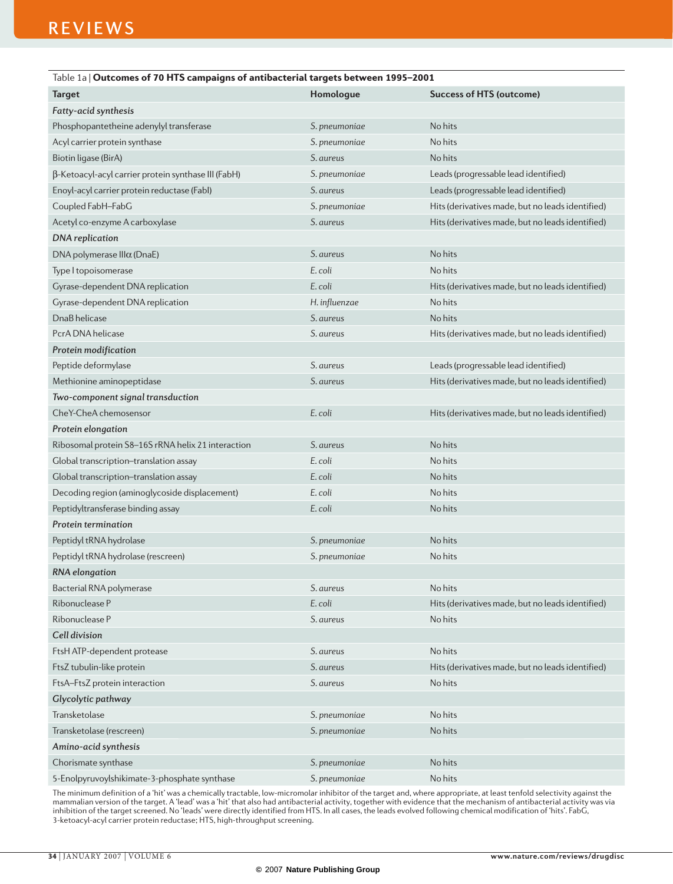Table 1a | **Outcomes of 70 HTS campaigns of antibacterial targets between 1995–2001**

| Target | Homologue | Success of HTS (outcome) |
|---|---|---|
| ***Fatty-acid synthesis*** | | |
| Phosphopantetheine adenylyl transferase | *S. pneumoniae* | No hits |
| Acyl carrier protein synthase | *S. pneumoniae* | No hits |
| Biotin ligase (BirA) | *S. aureus* | No hits |
| β-Ketoacyl-acyl carrier protein synthase III (FabH) | *S. pneumoniae* | Leads (progressable lead identified) |
| Enoyl-acyl carrier protein reductase (FabI) | *S. aureus* | Leads (progressable lead identified) |
| Coupled FabH–FabG | *S. pneumoniae* | Hits (derivatives made, but no leads identified) |
| Acetyl co-enzyme A carboxylase | *S. aureus* | Hits (derivatives made, but no leads identified) |
| ***DNA replication*** | | |
| DNA polymerase IIIα (DnaE) | *S. aureus* | No hits |
| Type I topoisomerase | *E. coli* | No hits |
| Gyrase-dependent DNA replication | *E. coli* | Hits (derivatives made, but no leads identified) |
| Gyrase-dependent DNA replication | *H. influenzae* | No hits |
| DnaB helicase | *S. aureus* | No hits |
| PcrA DNA helicase | *S. aureus* | Hits (derivatives made, but no leads identified) |
| ***Protein modification*** | | |
| Peptide deformylase | *S. aureus* | Leads (progressable lead identified) |
| Methionine aminopeptidase | *S. aureus* | Hits (derivatives made, but no leads identified) |
| ***Two-component signal transduction*** | | |
| CheY-CheA chemosensor | *E. coli* | Hits (derivatives made, but no leads identified) |
| ***Protein elongation*** | | |
| Ribosomal protein S8–16S rRNA helix 21 interaction | *S. aureus* | No hits |
| Global transcription–translation assay | *E. coli* | No hits |
| Global transcription–translation assay | *E. coli* | No hits |
| Decoding region (aminoglycoside displacement) | *E. coli* | No hits |
| Peptidyltransferase binding assay | *E. coli* | No hits |
| ***Protein termination*** | | |
| Peptidyl tRNA hydrolase | *S. pneumoniae* | No hits |
| Peptidyl tRNA hydrolase (rescreen) | *S. pneumoniae* | No hits |
| ***RNA elongation*** | | |
| Bacterial RNA polymerase | *S. aureus* | No hits |
| Ribonuclease P | *E. coli* | Hits (derivatives made, but no leads identified) |
| Ribonuclease P | *S. aureus* | No hits |
| ***Cell division*** | | |
| FtsH ATP-dependent protease | *S. aureus* | No hits |
| FtsZ tubulin-like protein | *S. aureus* | Hits (derivatives made, but no leads identified) |
| FtsA–FtsZ protein interaction | *S. aureus* | No hits |
| ***Glycolytic pathway*** | | |
| Transketolase | *S. pneumoniae* | No hits |
| Transketolase (rescreen) | *S. pneumoniae* | No hits |
| ***Amino-acid synthesis*** | | |
| Chorismate synthase | *S. pneumoniae* | No hits |
| 5-Enolpyruvoylshikimate-3-phosphate synthase | *S. pneumoniae* | No hits |

The minimum definition of a 'hit' was a chemically tractable, low-micromolar inhibitor of the target and, where appropriate, at least tenfold selectivity against the mammalian version of the target. A 'lead' was a 'hit' that also had antibacterial activity, together with evidence that the mechanism of antibacterial activity was via inhibition of the target screened. No 'leads' were directly identified from HTS. In all cases, the leads evolved following chemical modification of 'hits'. FabG, 3-ketoacyl-acyl carrier protein reductase; HTS, high-throughput screening.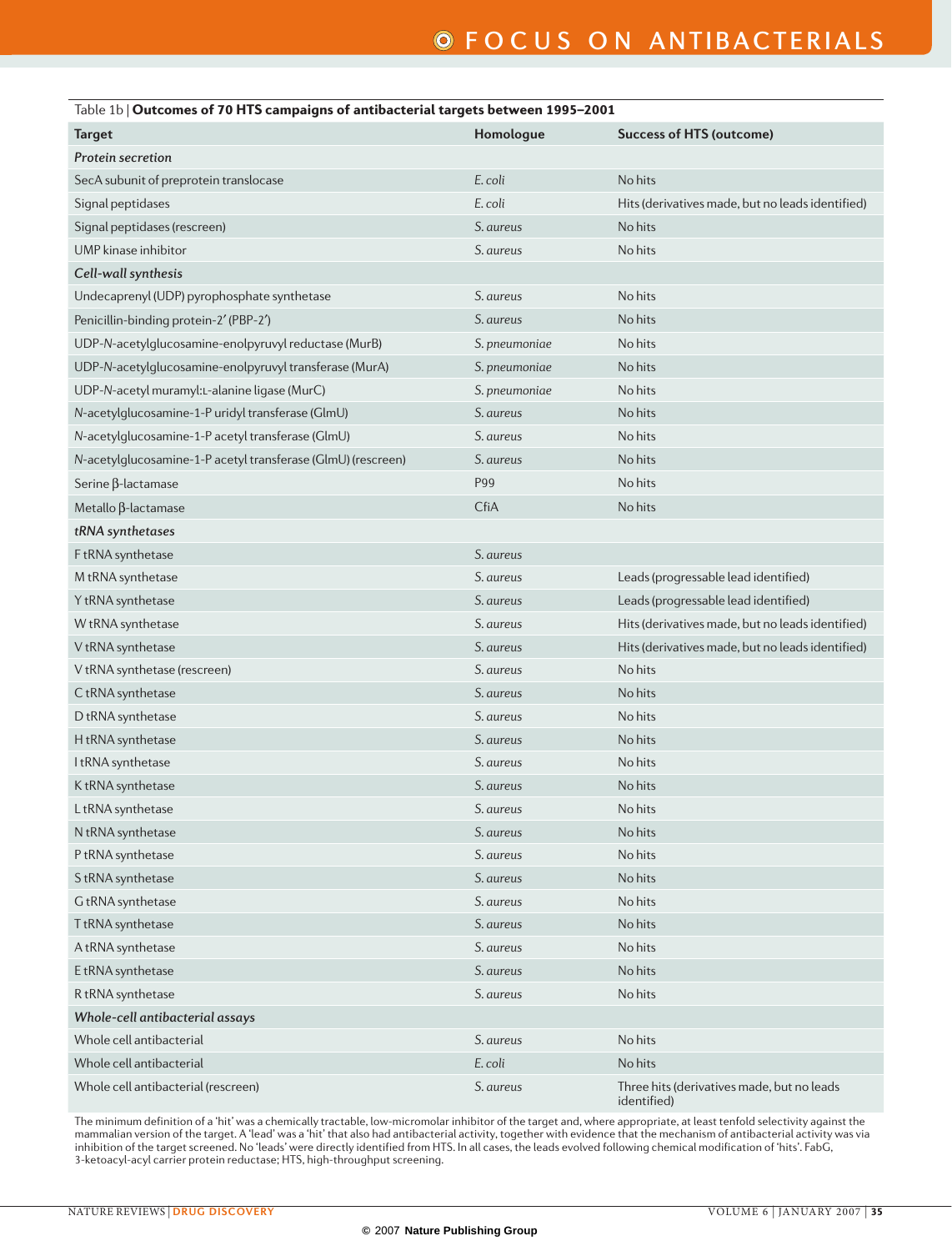Table 1b | **Outcomes of 70 HTS campaigns of antibacterial targets between 1995–2001**

| Target | Homologue | Success of HTS (outcome) |
|---|---|---|
| ***Protein secretion*** | | |
| SecA subunit of preprotein translocase | *E. coli* | No hits |
| Signal peptidases | *E. coli* | Hits (derivatives made, but no leads identified) |
| Signal peptidases (rescreen) | *S. aureus* | No hits |
| UMP kinase inhibitor | *S. aureus* | No hits |
| ***Cell-wall synthesis*** | | |
| Undecaprenyl (UDP) pyrophosphate synthetase | *S. aureus* | No hits |
| Penicillin-binding protein-2′ (PBP-2′) | *S. aureus* | No hits |
| UDP-*N*-acetylglucosamine-enolpyruvyl reductase (MurB) | *S. pneumoniae* | No hits |
| UDP-*N*-acetylglucosamine-enolpyruvyl transferase (MurA) | *S. pneumoniae* | No hits |
| UDP-*N*-acetyl muramyl:L-alanine ligase (MurC) | *S. pneumoniae* | No hits |
| *N*-acetylglucosamine-1-P uridyl transferase (GlmU) | *S. aureus* | No hits |
| *N*-acetylglucosamine-1-P acetyl transferase (GlmU) | *S. aureus* | No hits |
| *N*-acetylglucosamine-1-P acetyl transferase (GlmU) (rescreen) | *S. aureus* | No hits |
| Serine β-lactamase | P99 | No hits |
| Metallo β-lactamase | CfiA | No hits |
| ***tRNA synthetases*** | | |
| F tRNA synthetase | *S. aureus* | |
| M tRNA synthetase | *S. aureus* | Leads (progressable lead identified) |
| Y tRNA synthetase | *S. aureus* | Leads (progressable lead identified) |
| W tRNA synthetase | *S. aureus* | Hits (derivatives made, but no leads identified) |
| V tRNA synthetase | *S. aureus* | Hits (derivatives made, but no leads identified) |
| V tRNA synthetase (rescreen) | *S. aureus* | No hits |
| C tRNA synthetase | *S. aureus* | No hits |
| D tRNA synthetase | *S. aureus* | No hits |
| H tRNA synthetase | *S. aureus* | No hits |
| I tRNA synthetase | *S. aureus* | No hits |
| K tRNA synthetase | *S. aureus* | No hits |
| L tRNA synthetase | *S. aureus* | No hits |
| N tRNA synthetase | *S. aureus* | No hits |
| P tRNA synthetase | *S. aureus* | No hits |
| S tRNA synthetase | *S. aureus* | No hits |
| G tRNA synthetase | *S. aureus* | No hits |
| T tRNA synthetase | *S. aureus* | No hits |
| A tRNA synthetase | *S. aureus* | No hits |
| E tRNA synthetase | *S. aureus* | No hits |
| R tRNA synthetase | *S. aureus* | No hits |
| ***Whole-cell antibacterial assays*** | | |
| Whole cell antibacterial | *S. aureus* | No hits |
| Whole cell antibacterial | *E. coli* | No hits |
| Whole cell antibacterial (rescreen) | *S. aureus* | Three hits (derivatives made, but no leads identified) |

The minimum definition of a 'hit' was a chemically tractable, low-micromolar inhibitor of the target and, where appropriate, at least tenfold selectivity against the mammalian version of the target. A 'lead' was a 'hit' that also had antibacterial activity, together with evidence that the mechanism of antibacterial activity was via inhibition of the target screened. No 'leads' were directly identified from HTS. In all cases, the leads evolved following chemical modification of 'hits'. FabG, 3-ketoacyl-acyl carrier protein reductase; HTS, high-throughput screening.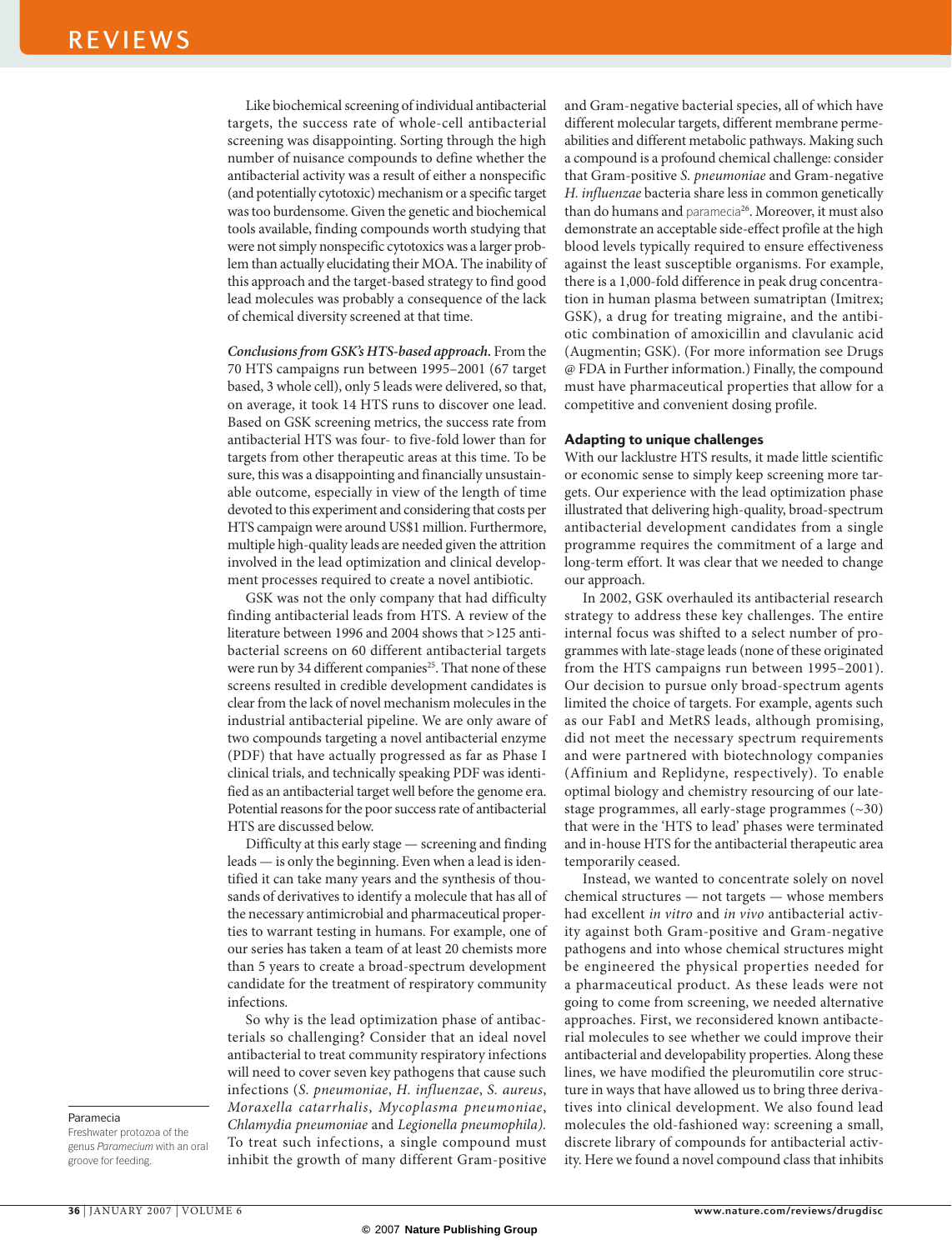Like biochemical screening of individual antibacterial targets, the success rate of whole-cell antibacterial screening was disappointing. Sorting through the high number of nuisance compounds to define whether the antibacterial activity was a result of either a nonspecific (and potentially cytotoxic) mechanism or a specific target was too burdensome. Given the genetic and biochemical tools available, finding compounds worth studying that were not simply nonspecific cytotoxics was a larger problem than actually elucidating their MOA. The inability of this approach and the target-based strategy to find good lead molecules was probably a consequence of the lack of chemical diversity screened at that time.

***Conclusions from GSK's HTS-based approach.*** From the 70 HTS campaigns run between 1995–2001 (67 target based, 3 whole cell), only 5 leads were delivered, so that, on average, it took 14 HTS runs to discover one lead. Based on GSK screening metrics, the success rate from antibacterial HTS was four- to five-fold lower than for targets from other therapeutic areas at this time. To be sure, this was a disappointing and financially unsustainable outcome, especially in view of the length of time devoted to this experiment and considering that costs per HTS campaign were around US$1 million. Furthermore, multiple high-quality leads are needed given the attrition involved in the lead optimization and clinical development processes required to create a novel antibiotic.

GSK was not the only company that had difficulty finding antibacterial leads from HTS. A review of the literature between 1996 and 2004 shows that >125 antibacterial screens on 60 different antibacterial targets were run by 34 different companies[25]. That none of these screens resulted in credible development candidates is clear from the lack of novel mechanism molecules in the industrial antibacterial pipeline. We are only aware of two compounds targeting a novel antibacterial enzyme (PDF) that have actually progressed as far as Phase I clinical trials, and technically speaking PDF was identified as an antibacterial target well before the genome era. Potential reasons for the poor success rate of antibacterial HTS are discussed below.

Difficulty at this early stage — screening and finding leads — is only the beginning. Even when a lead is identified it can take many years and the synthesis of thousands of derivatives to identify a molecule that has all of the necessary antimicrobial and pharmaceutical properties to warrant testing in humans. For example, one of our series has taken a team of at least 20 chemists more than 5 years to create a broad-spectrum development candidate for the treatment of respiratory community infections.

So why is the lead optimization phase of antibacterials so challenging? Consider that an ideal novel antibacterial to treat community respiratory infections will need to cover seven key pathogens that cause such infections (*S. pneumoniae*, *H. influenzae*, *S. aureus*, *Moraxella catarrhalis*, *Mycoplasma pneumoniae*, *Chlamydia pneumoniae* and *Legionella pneumophila).* To treat such infections, a single compound must inhibit the growth of many different Gram-positive and Gram-negative bacterial species, all of which have different molecular targets, different membrane permeabilities and different metabolic pathways. Making such a compound is a profound chemical challenge: consider that Gram-positive *S. pneumoniae* and Gram-negative *H. influenzae* bacteria share less in common genetically than do humans and paramecia[26]. Moreover, it must also demonstrate an acceptable side-effect profile at the high blood levels typically required to ensure effectiveness against the least susceptible organisms. For example, there is a 1,000-fold difference in peak drug concentration in human plasma between sumatriptan (Imitrex; GSK), a drug for treating migraine, and the antibiotic combination of amoxicillin and clavulanic acid (Augmentin; GSK). (For more information see Drugs @ FDA in Further information.) Finally, the compound must have pharmaceutical properties that allow for a competitive and convenient dosing profile.

**Paramecia**
Freshwater protozoa of the genus *Paramecium* with an oral groove for feeding.

### Adapting to unique challenges

With our lacklustre HTS results, it made little scientific or economic sense to simply keep screening more targets. Our experience with the lead optimization phase illustrated that delivering high-quality, broad-spectrum antibacterial development candidates from a single programme requires the commitment of a large and long-term effort. It was clear that we needed to change our approach.

In 2002, GSK overhauled its antibacterial research strategy to address these key challenges. The entire internal focus was shifted to a select number of programmes with late-stage leads (none of these originated from the HTS campaigns run between 1995–2001). Our decision to pursue only broad-spectrum agents limited the choice of targets. For example, agents such as our FabI and MetRS leads, although promising, did not meet the necessary spectrum requirements and were partnered with biotechnology companies (Affinium and Replidyne, respectively). To enable optimal biology and chemistry resourcing of our late-stage programmes, all early-stage programmes (~30) that were in the 'HTS to lead' phases were terminated and in-house HTS for the antibacterial therapeutic area temporarily ceased.

Instead, we wanted to concentrate solely on novel chemical structures — not targets — whose members had excellent *in vitro* and *in vivo* antibacterial activity against both Gram-positive and Gram-negative pathogens and into whose chemical structures might be engineered the physical properties needed for a pharmaceutical product. As these leads were not going to come from screening, we needed alternative approaches. First, we reconsidered known antibacterial molecules to see whether we could improve their antibacterial and developability properties. Along these lines, we have modified the pleuromutilin core structure in ways that have allowed us to bring three derivatives into clinical development. We also found lead molecules the old-fashioned way: screening a small, discrete library of compounds for antibacterial activity. Here we found a novel compound class that inhibits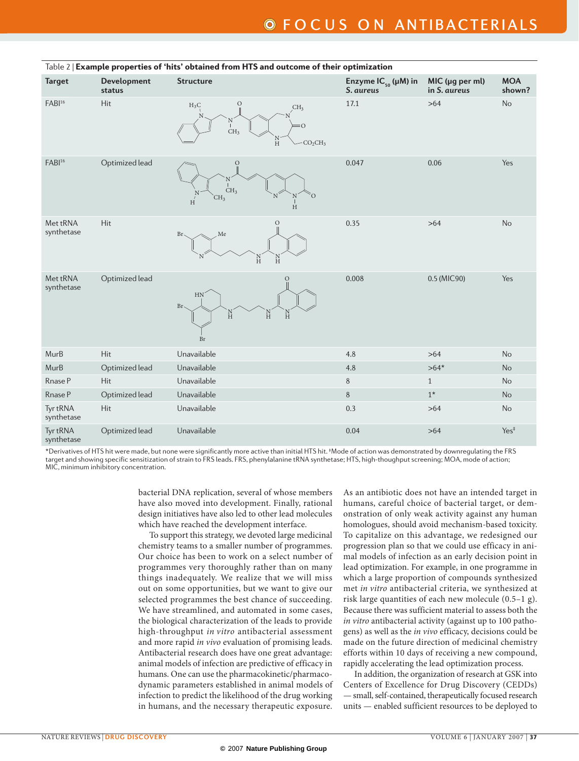Table 2 | **Example properties of 'hits' obtained from HTS and outcome of their optimization**

| Target | Development status | Structure | Enzyme $IC_{50}$ (μM) in *S. aureus* | MIC (μg per ml) in *S. aureus* | MOA shown? |
|---|---|---|---|---|---|
| FABI[16] | Hit | | 17.1 | >64 | No |
| FABI[16] | Optimized lead | | 0.047 | 0.06 | Yes |
| Met tRNA synthetase | Hit | | 0.35 | >64 | No |
| Met tRNA synthetase | Optimized lead | | 0.008 | 0.5 (MIC90) | Yes |
| MurB | Hit | Unavailable | 4.8 | >64 | No |
| MurB | Optimized lead | Unavailable | 4.8 | >64* | No |
| Rnase P | Hit | Unavailable | 8 | 1 | No |
| Rnase P | Optimized lead | Unavailable | 8 | 1* | No |
| Tyr tRNA synthetase | Hit | Unavailable | 0.3 | >64 | No |
| Tyr tRNA synthetase | Optimized lead | Unavailable | 0.04 | >64 | Yes‡ |

*Derivatives of HTS hit were made, but none were significantly more active than initial HTS hit. ‡Mode of action was demonstrated by downregulating the FRS target and showing specific sensitization of strain to FRS leads. FRS, phenylalanine tRNA synthetase; HTS, high-thoughput screening; MOA, mode of action; MIC, minimum inhibitory concentration.

bacterial DNA replication, several of whose members have also moved into development. Finally, rational design initiatives have also led to other lead molecules which have reached the development interface.

To support this strategy, we devoted large medicinal chemistry teams to a smaller number of programmes. Our choice has been to work on a select number of programmes very thoroughly rather than on many things inadequately. We realize that we will miss out on some opportunities, but we want to give our selected programmes the best chance of succeeding. We have streamlined, and automated in some cases, the biological characterization of the leads to provide high-throughput *in vitro* antibacterial assessment and more rapid *in vivo* evaluation of promising leads. Antibacterial research does have one great advantage: animal models of infection are predictive of efficacy in humans. One can use the pharmacokinetic/pharmacodynamic parameters established in animal models of infection to predict the likelihood of the drug working in humans, and the necessary therapeutic exposure. As an antibiotic does not have an intended target in humans, careful choice of bacterial target, or demonstration of only weak activity against any human homologues, should avoid mechanism-based toxicity. To capitalize on this advantage, we redesigned our progression plan so that we could use efficacy in animal models of infection as an early decision point in lead optimization. For example, in one programme in which a large proportion of compounds synthesized met *in vitro* antibacterial criteria, we synthesized at risk large quantities of each new molecule (0.5–1 g). Because there was sufficient material to assess both the *in vitro* antibacterial activity (against up to 100 pathogens) as well as the *in vivo* efficacy, decisions could be made on the future direction of medicinal chemistry efforts within 10 days of receiving a new compound, rapidly accelerating the lead optimization process.

In addition, the organization of research at GSK into Centers of Excellence for Drug Discovery (CEDDs) — small, self-contained, therapeutically focused research units — enabled sufficient resources to be deployed to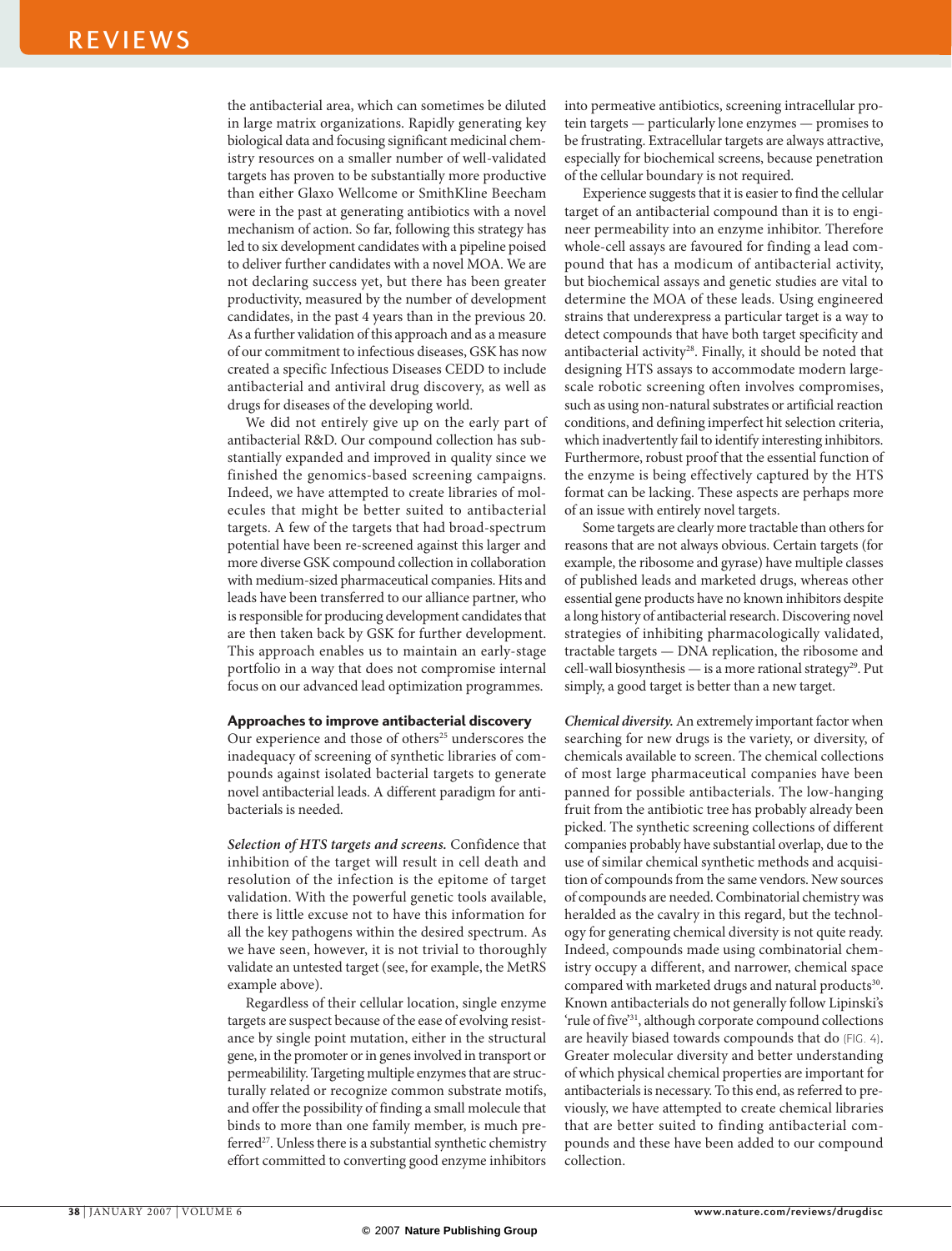the antibacterial area, which can sometimes be diluted in large matrix organizations. Rapidly generating key biological data and focusing significant medicinal chemistry resources on a smaller number of well-validated targets has proven to be substantially more productive than either Glaxo Wellcome or SmithKline Beecham were in the past at generating antibiotics with a novel mechanism of action. So far, following this strategy has led to six development candidates with a pipeline poised to deliver further candidates with a novel MOA. We are not declaring success yet, but there has been greater productivity, measured by the number of development candidates, in the past 4 years than in the previous 20. As a further validation of this approach and as a measure of our commitment to infectious diseases, GSK has now created a specific Infectious Diseases CEDD to include antibacterial and antiviral drug discovery, as well as drugs for diseases of the developing world.

We did not entirely give up on the early part of antibacterial R&D. Our compound collection has substantially expanded and improved in quality since we finished the genomics-based screening campaigns. Indeed, we have attempted to create libraries of molecules that might be better suited to antibacterial targets. A few of the targets that had broad-spectrum potential have been re-screened against this larger and more diverse GSK compound collection in collaboration with medium-sized pharmaceutical companies. Hits and leads have been transferred to our alliance partner, who is responsible for producing development candidates that are then taken back by GSK for further development. This approach enables us to maintain an early-stage portfolio in a way that does not compromise internal focus on our advanced lead optimization programmes.

## Approaches to improve antibacterial discovery

Our experience and those of others[25] underscores the inadequacy of screening of synthetic libraries of compounds against isolated bacterial targets to generate novel antibacterial leads. A different paradigm for antibacterials is needed.

***Selection of HTS targets and screens.*** Confidence that inhibition of the target will result in cell death and resolution of the infection is the epitome of target validation. With the powerful genetic tools available, there is little excuse not to have this information for all the key pathogens within the desired spectrum. As we have seen, however, it is not trivial to thoroughly validate an untested target (see, for example, the MetRS example above).

Regardless of their cellular location, single enzyme targets are suspect because of the ease of evolving resistance by single point mutation, either in the structural gene, in the promoter or in genes involved in transport or permeability. Targeting multiple enzymes that are structurally related or recognize common substrate motifs, and offer the possibility of finding a small molecule that binds to more than one family member, is much preferred[27]. Unless there is a substantial synthetic chemistry effort committed to converting good enzyme inhibitors into permeative antibiotics, screening intracellular protein targets — particularly lone enzymes — promises to be frustrating. Extracellular targets are always attractive, especially for biochemical screens, because penetration of the cellular boundary is not required.

Experience suggests that it is easier to find the cellular target of an antibacterial compound than it is to engineer permeability into an enzyme inhibitor. Therefore whole-cell assays are favoured for finding a lead compound that has a modicum of antibacterial activity, but biochemical assays and genetic studies are vital to determine the MOA of these leads. Using engineered strains that underexpress a particular target is a way to detect compounds that have both target specificity and antibacterial activity[28]. Finally, it should be noted that designing HTS assays to accommodate modern large-scale robotic screening often involves compromises, such as using non-natural substrates or artificial reaction conditions, and defining imperfect hit selection criteria, which inadvertently fail to identify interesting inhibitors. Furthermore, robust proof that the essential function of the enzyme is being effectively captured by the HTS format can be lacking. These aspects are perhaps more of an issue with entirely novel targets.

Some targets are clearly more tractable than others for reasons that are not always obvious. Certain targets (for example, the ribosome and gyrase) have multiple classes of published leads and marketed drugs, whereas other essential gene products have no known inhibitors despite a long history of antibacterial research. Discovering novel strategies of inhibiting pharmacologically validated, tractable targets — DNA replication, the ribosome and cell-wall biosynthesis — is a more rational strategy[29]. Put simply, a good target is better than a new target.

***Chemical diversity.*** An extremely important factor when searching for new drugs is the variety, or diversity, of chemicals available to screen. The chemical collections of most large pharmaceutical companies have been panned for possible antibacterials. The low-hanging fruit from the antibiotic tree has probably already been picked. The synthetic screening collections of different companies probably have substantial overlap, due to the use of similar chemical synthetic methods and acquisition of compounds from the same vendors. New sources of compounds are needed. Combinatorial chemistry was heralded as the cavalry in this regard, but the technology for generating chemical diversity is not quite ready. Indeed, compounds made using combinatorial chemistry occupy a different, and narrower, chemical space compared with marketed drugs and natural products[30]. Known antibacterials do not generally follow Lipinski's 'rule of five'[31], although corporate compound collections are heavily biased towards compounds that do (FIG. 4). Greater molecular diversity and better understanding of which physical chemical properties are important for antibacterials is necessary. To this end, as referred to previously, we have attempted to create chemical libraries that are better suited to finding antibacterial compounds and these have been added to our compound collection.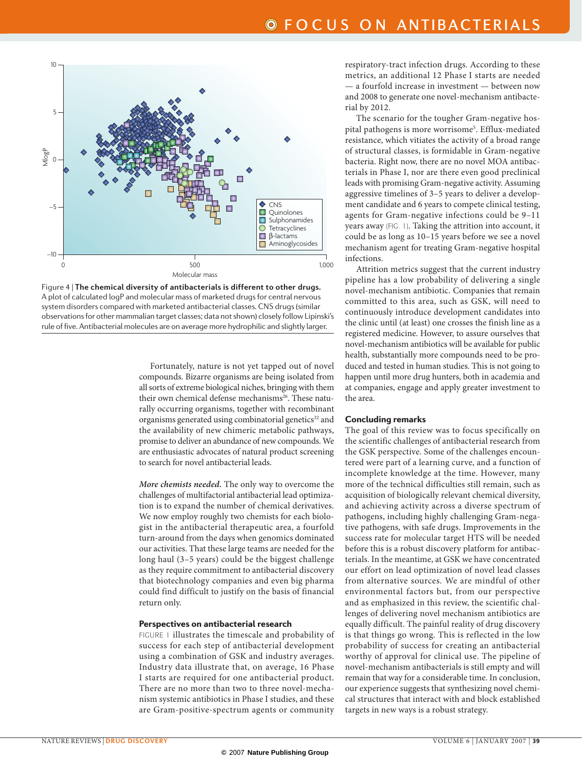10

5

0

−5

−10

0

500

1,000

MlogP

Molecular mass

CNS

Quinolones

Sulphonamides

Tetracyclines

β-lactams

Aminoglycosides

Figure 4 | **The chemical diversity of antibacterials is different to other drugs.** A plot of calculated logP and molecular mass of marketed drugs for central nervous system disorders compared with marketed antibacterial classes. CNS drugs (similar observations for other mammalian target classes; data not shown) closely follow Lipinski's rule of five. Antibacterial molecules are on average more hydrophilic and slightly larger.

Fortunately, nature is not yet tapped out of novel compounds. Bizarre organisms are being isolated from all sorts of extreme biological niches, bringing with them their own chemical defense mechanisms[26]. These naturally occurring organisms, together with recombinant organisms generated using combinatorial genetics[32] and the availability of new chimeric metabolic pathways, promise to deliver an abundance of new compounds. We are enthusiastic advocates of natural product screening to search for novel antibacterial leads.

***More chemists needed.*** The only way to overcome the challenges of multifactorial antibacterial lead optimization is to expand the number of chemical derivatives. We now employ roughly two chemists for each biologist in the antibacterial therapeutic area, a fourfold turn-around from the days when genomics dominated our activities. That these large teams are needed for the long haul (3–5 years) could be the biggest challenge as they require commitment to antibacterial discovery that biotechnology companies and even big pharma could find difficult to justify on the basis of financial return only.

### Perspectives on antibacterial research

FIGURE 1 illustrates the timescale and probability of success for each step of antibacterial development using a combination of GSK and industry averages. Industry data illustrate that, on average, 16 Phase I starts are required for one antibacterial product. There are no more than two to three novel-mechanism systemic antibiotics in Phase I studies, and these are Gram-positive-spectrum agents or community respiratory-tract infection drugs. According to these metrics, an additional 12 Phase I starts are needed — a fourfold increase in investment — between now and 2008 to generate one novel-mechanism antibacterial by 2012.

The scenario for the tougher Gram-negative hospital pathogens is more worrisome[5]. Efflux-mediated resistance, which vitiates the activity of a broad range of structural classes, is formidable in Gram-negative bacteria. Right now, there are no novel MOA antibacterials in Phase I, nor are there even good preclinical leads with promising Gram-negative activity. Assuming aggressive timelines of 3–5 years to deliver a development candidate and 6 years to compete clinical testing, agents for Gram-negative infections could be 9–11 years away (FIG. 1). Taking the attrition into account, it could be as long as 10–15 years before we see a novel mechanism agent for treating Gram-negative hospital infections.

Attrition metrics suggest that the current industry pipeline has a low probability of delivering a single novel-mechanism antibiotic. Companies that remain committed to this area, such as GSK, will need to continuously introduce development candidates into the clinic until (at least) one crosses the finish line as a registered medicine. However, to assure ourselves that novel-mechanism antibiotics will be available for public health, substantially more compounds need to be produced and tested in human studies. This is not going to happen until more drug hunters, both in academia and at companies, engage and apply greater investment to the area.

### Concluding remarks

The goal of this review was to focus specifically on the scientific challenges of antibacterial research from the GSK perspective. Some of the challenges encountered were part of a learning curve, and a function of incomplete knowledge at the time. However, many more of the technical difficulties still remain, such as acquisition of biologically relevant chemical diversity, and achieving activity across a diverse spectrum of pathogens, including highly challenging Gram-negative pathogens, with safe drugs. Improvements in the success rate for molecular target HTS will be needed before this is a robust discovery platform for antibacterials. In the meantime, at GSK we have concentrated our effort on lead optimization of novel lead classes from alternative sources. We are mindful of other environmental factors but, from our perspective and as emphasized in this review, the scientific challenges of delivering novel mechanism antibiotics are equally difficult. The painful reality of drug discovery is that things go wrong. This is reflected in the low probability of success for creating an antibacterial worthy of approval for clinical use. The pipeline of novel-mechanism antibacterials is still empty and will remain that way for a considerable time. In conclusion, our experience suggests that synthesizing novel chemical structures that interact with and block established targets in new ways is a robust strategy.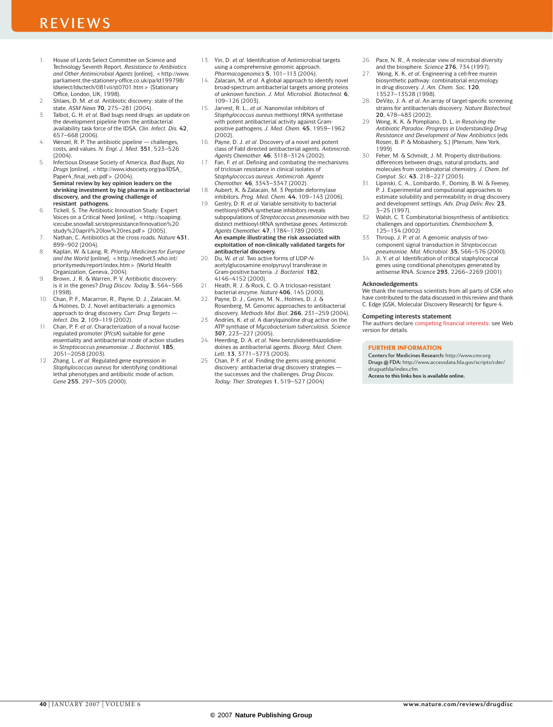1. House of Lords Select Committee on Science and Technology Seventh Report. *Resistance to Antibiotics and Other Antimicrobial Agents* [online], <http://www.parliament.the-stationery-office.co.uk/pa/ld199798/ldselect/ldsctech/081vii/st0701.htm> (Stationary Office, London, UK, 1998).
2. Shlaes, D. M. *et al*. Antibiotic discovery: state of the state. *ASM News* **70**, 275–281 (2004).
3. Talbot, G. H. *et al*. Bad bugs need drugs: an update on the development pipeline from the antibacterial availability task force of the IDSA. *Clin. Infect. Dis.* **42**, 657–668 (2006).
4. Wenzel, R. P. The antibiotic pipeline — challenges, costs, and values. *N. Engl. J. Med.* **351**, 523–526 (2004).
5. Infectious Disease Society of America. *Bad Bugs, No Drugs* [online], <http://www.idsociety.org/pa/IDSA_Paper4_final_web.pdf> (2004).
**Seminal review by key opinion leaders on the shrinking investment by big pharma in antibacterial discovery, and the growing challenge of resistant pathogens.**
6. Tickell, S. The Antibiotic Innovation Study: Expert Voices on a Critical Need [online], <http://soapimg.icecube.snowfall.se/stopresistance/Innovation%20study%20april%20low%20res.pdf> (2005).
7. Nathan, C. Antibiotics at the cross roads. *Nature* **431**, 899–902 (2004).
8. Kaplan, W. & Laing, R. *Priority Medicines for Europe and the World* [online], <http://mednet3.who.int/prioritymeds/report/index.htm> (World Health Organization, Geneva, 2004).
9. Brown, J. R. & Warren, P. V. Antibiotic discovery: is it in the genes? *Drug Discov. Today* **3**, 564–566 (1998).
10. Chan, P. F., Macarron, R., Payne, D. J., Zalacain, M. & Holmes, D. J. Novel antibacterials: a genomics approach to drug discovery. *Curr. Drug Targets — Infect. Dis.* **2**, 109–119 (2002).
11. Chan, P. F. *et al*. Characterization of a novel fucose-regulated promoter (P*fcsK*) suitable for gene essentiality and antibacterial mode of action studies in *Streptococcus pneumoniae*. *J. Bacteriol.* **185**, 2051–2058 (2003).
12. Zhang, L. *et al*. Regulated gene expression in *Staphylococcus aureus* for identifying conditional lethal phenotypes and antibiotic mode of action. *Gene* **255**, 297–305 (2000).
13. Yin, D. *et al*. Identification of Antimicrobial targets using a comprehensive genomic approach. *Pharmacogenomics* **5**, 101–113 (2004).
14. Zalacain, M. *et al*. A global approach to identify novel broad-spectrum antibacterial targets among proteins of unknown function. *J. Mol. Microbiol. Biotechnol.* **6**, 109–126 (2003).
15. Jarvest, R. L., *et al*. Nanomolar inhibitors of *Staphylococcus aureus* methionyl tRNA synthetase with potent antibacterial activity against Gram-positive pathogens. *J. Med. Chem.* **45**, 1959–1962 (2002).
16. Payne, D. J. *et al*. Discovery of a novel and potent class of FabI directed antibacterial agents. *Antimicrob. Agents Chemother.* **46**, 3118–3124 (2002).
17. Fan, F. *et al*. Defining and combating the mechanisms of triclosan resistance in clinical isolates of *Staphylococcus aureus*. *Antimicrob. Agents Chemother.* **46**, 3343–3347 (2002).
18. Aubert, K. & Zalacain, M. 3 Peptide deformylase inhibitors. *Prog. Med. Chem.* **44**, 109–143 (2006).
19. Gentry, D. R. *et al*. Variable sensitivity to bacterial methionyl-tRNA synthetase inhibitors reveals subpopulations of *Streptococcus pneumoniae* with two distinct methionyl-tRNA synthetase genes. *Antimicrob. Agents Chemother.* **47**, 1784–1789 (2003).
**An example illustrating the risk associated with exploitation of non-clinically validated targets for antibacterial discovery.**
20. Du, W. *et al*. Two active forms of UDP-*N*-acetylglucosamine enolpyruvyl transferase in Gram-positive bacteria. *J. Bacteriol.* **182**, 4146–4152 (2000).
21. Heath, R. J. & Rock, C. O. A triclosan-resistant bacterial enzyme. *Nature* **406**, 145 (2000).
22. Payne, D. J., Gwynn, M. N., Holmes, D. J. & Rosenberg, M. Genomic approaches to antibacterial discovery. *Methods Mol. Biol.* **266**, 231–259 (2004).
23. Andries, K. *et al*. A diarylquinoline drug active on the ATP synthase of *Mycobacterium tuberculosis*. *Science* **307**, 223–227 (2005).
24. Heerding, D. A. *et al*. New benzylidenethiazolidinedoines as antibacterial agents. *Bioorg. Med. Chem. Lett.* **13**, 3771–3773 (2003).
25. Chan, P. F. *et al*. Finding the gems using genomic discovery: antibacterial drug discovery strategies — the successes and the challenges. *Drug Discov. Today: Ther. Strategies* **1**, 519–527 (2004)
26. Pace, N. R., A molecular view of microbial diversity and the biosphere. *Science* **276**, 734 (1997).
27. Wong, K. K. *et al*. Engineering a cell-free murein biosynthetic pathway: combinatorial enzymology in drug discovery. *J. Am. Chem. Soc.* **120**, 13527–13528 (1998).
28. DeVito, J. A. *et al*. An array of target-specific screening strains for antibacterials discovery. *Nature Biotechnol.* **20**, 478–483 (2002).
29. Wong, K. K. & Pompliano, D. L. in *Resolving the Antibiotic Paradox: Progress in Understanding Drug Resistance and Development of New Antibiotics* (eds Rosen, B. P. & Mobashery, S.) (Plenum, New York, 1999)
30. Feher, M. & Schmidt, J. M. Property distributions: differences between drugs, natural products, and molecules from combinatorial chemistry. *J. Chem. Inf. Comput. Sci.* **43**, 218–227 (2003).
31. Lipinski, C. A., Lombardo, F., Dominy, B. W. & Feeney, P. J. Experimental and computational approaches to estimate solubility and permeability in drug discovery and development settings. *Adv. Drug Deliv. Rev.* **23**, 3–25 (1997).
32. Walsh, C. T. Combinatorial biosynthesis of antibiotics: challenges and opportunities. *Chembiochem* **3**, 125–134 (2002)
33. Throup, J. P. *et al*. A genomic analysis of two-component signal transduction in *Streptococcus pneumoniae*. *Mol. Microbiol.* **35**, 566–576 (2000).
34. Ji. Y. *et al*. Identification of critical staphylococcal genes using conditional phenotypes generated by antisense RNA. *Science* **293**, 2266–2269 (2001)

### Acknowledgements

We thank the numerous scientists from all parts of GSK who have contributed to the data discussed in this review and thank C. Edge (GSK, Molecular Discovery Research) for figure 4.

### Competing interests statement

The authors declare competing financial interests: see Web version for details.

### FURTHER INFORMATION

**Centers for Medicines Research:** http://www.cmr.org
**Drugs @ FDA:** http://www.accessdata.fda.gov/scripts/cder/drugsatfda/index.cfm
**Access to this links box is available online.**